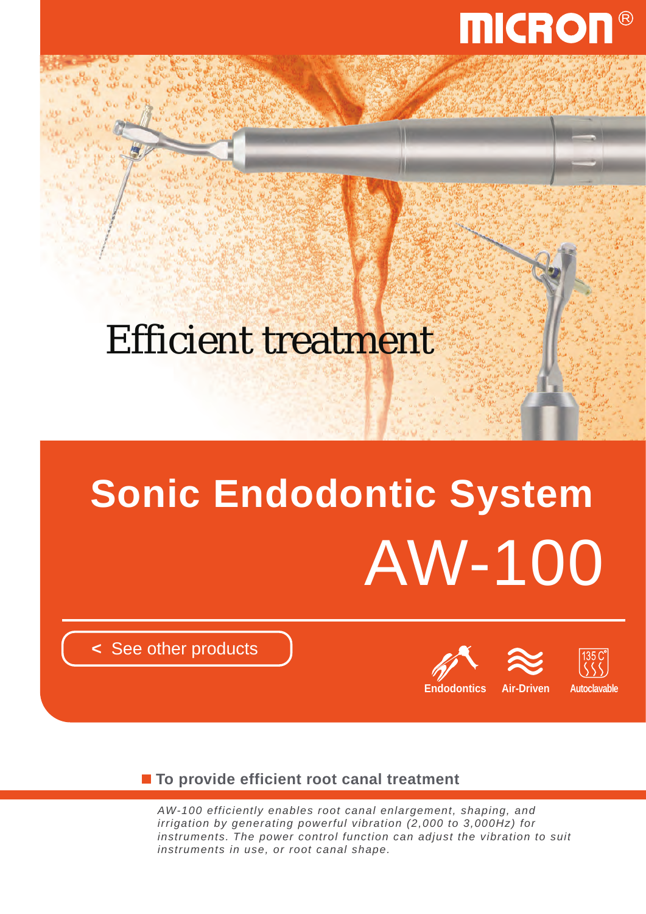MICRON®

Efficient treatment

# Sonic Endodontic System

# AW-100

< See other products

Endodontics Air-Driven Autoclavable

135 C°

## To provide efficient root canal treatment

*AW-100 efficiently enables root canal enlargement, shaping, and irrigation by generating powerful vibration (2,000 to 3,000Hz) for instruments. The power control function can adjust the vibration to suit instruments in use, or root canal shape.*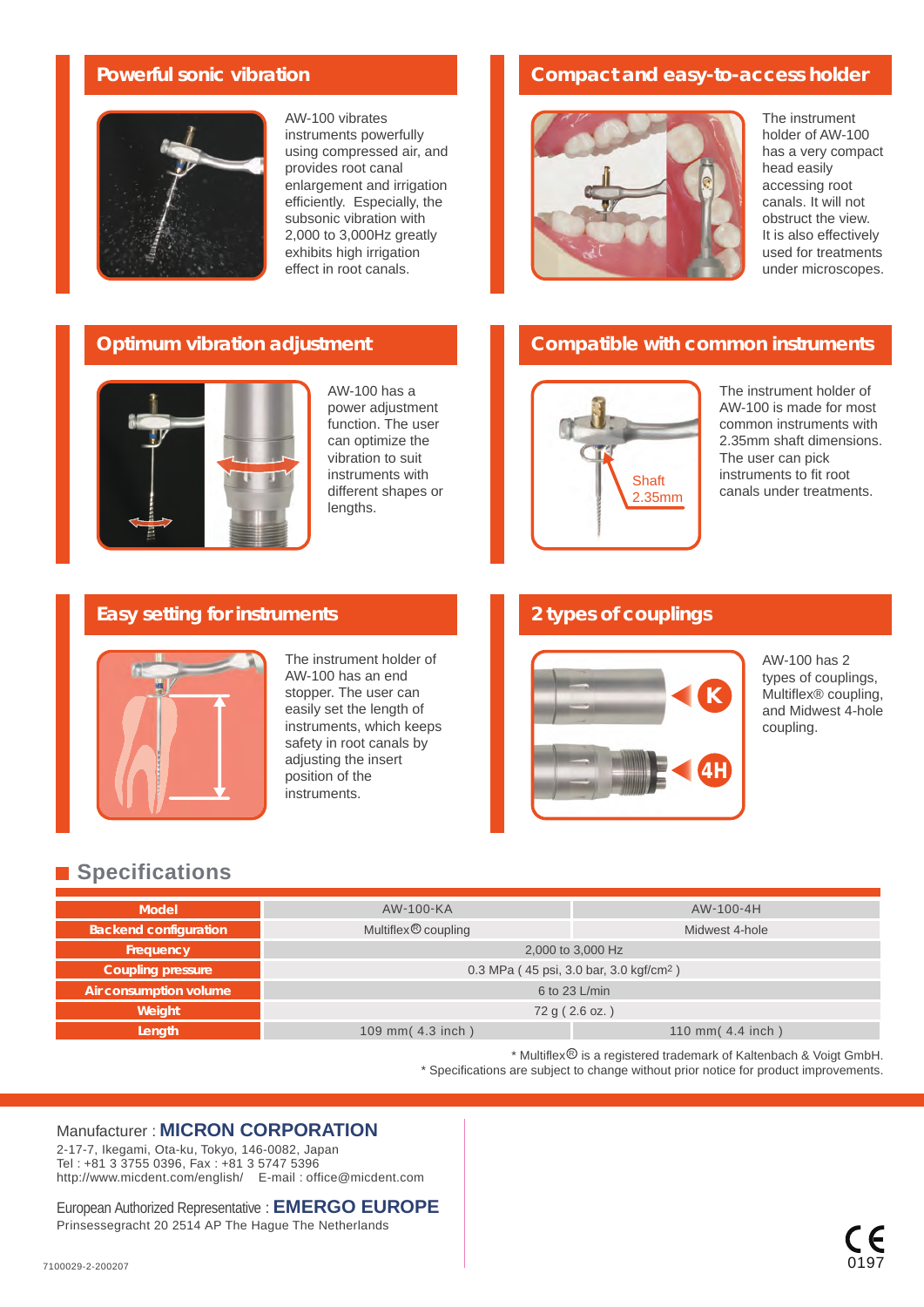## Powerful sonic vibration

AW-100 vibrates instruments powerfully using compressed air, and provides root canal enlargement and irrigation efficiently. Especially, the subsonic vibration with 2,000 to 3,000Hz greatly exhibits high irrigation effect in root canals.

## Compact and easy-to-access holder

The instrument holder of AW-100 has a very compact head easily accessing root canals. It will not obstruct the view. It is also effectively used for treatments under microscopes.

## Optimum vibration adjustment

AW-100 has a power adjustment function. The user can optimize the vibration to suit instruments with different shapes or lengths.

## Compatible with common instruments

Shaft 2.35mm

The instrument holder of AW-100 is made for most common instruments with 2.35mm shaft dimensions. The user can pick instruments to fit root canals under treatments.

## Easy setting for instruments

The instrument holder of AW-100 has an end stopper. The user can easily set the length of instruments, which keeps safety in root canals by adjusting the insert position of the instruments.

## 2 types of couplings

K

4H

AW-100 has 2 types of couplings, Multiflex® coupling, and Midwest 4-hole coupling.

## Specifications

| | | |
|---|---|---|
| **Model** | AW-100-KA | AW-100-4H |
| **Backend configuration** | Multiflex® coupling | Midwest 4-hole |
| **Frequency** | 2,000 to 3,000 Hz | |
| **Coupling pressure** | 0.3 MPa ( 45 psi, 3.0 bar, 3.0 kgf/cm² ) | |
| **Air consumption volume** | 6 to 23 L/min | |
| **Weight** | 72 g ( 2.6 oz. ) | |
| **Length** | 109 mm( 4.3 inch ) | 110 mm( 4.4 inch ) |

* Multiflex® is a registered trademark of Kaltenbach & Voigt GmbH.
* Specifications are subject to change without prior notice for product improvements.

Manufacturer : **MICRON CORPORATION**
2-17-7, Ikegami, Ota-ku, Tokyo, 146-0082, Japan
Tel : +81 3 3755 0396, Fax : +81 3 5747 5396
http://www.micdent.com/english/ E-mail : office@micdent.com

European Authorized Representative : **EMERGO EUROPE**
Prinsessegracht 20 2514 AP The Hague The Netherlands

7100029-2-200207

CE 0197